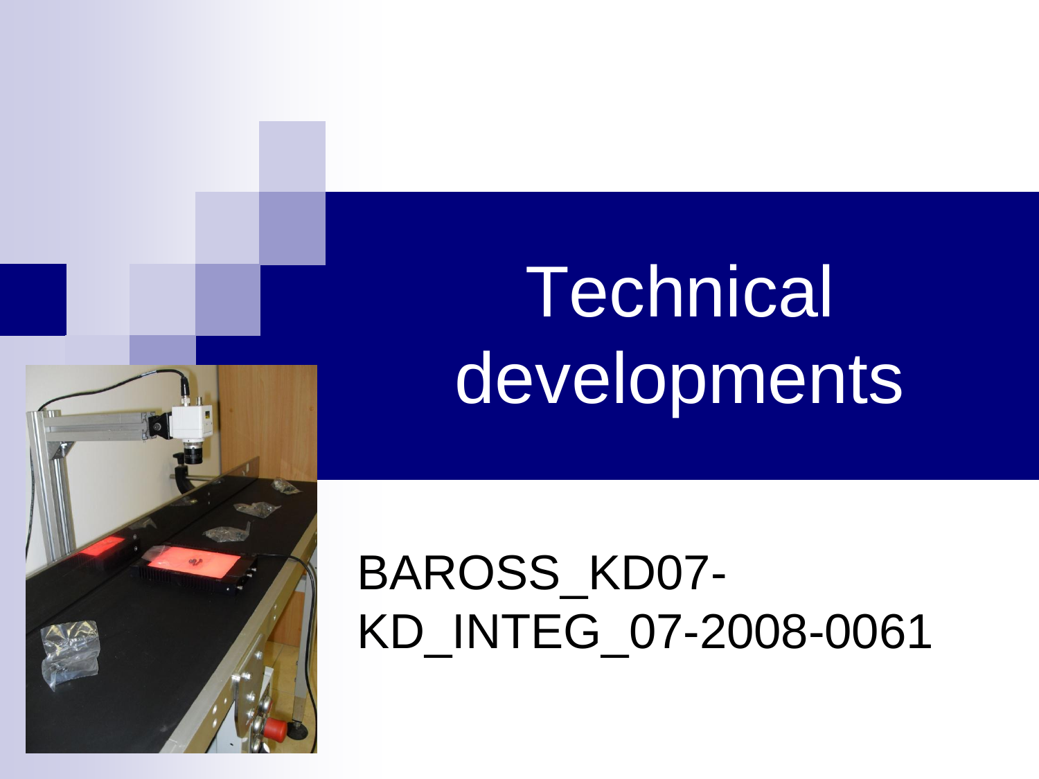# Technical developments

BAROSS_KD07-KD_INTEG_07-2008-0061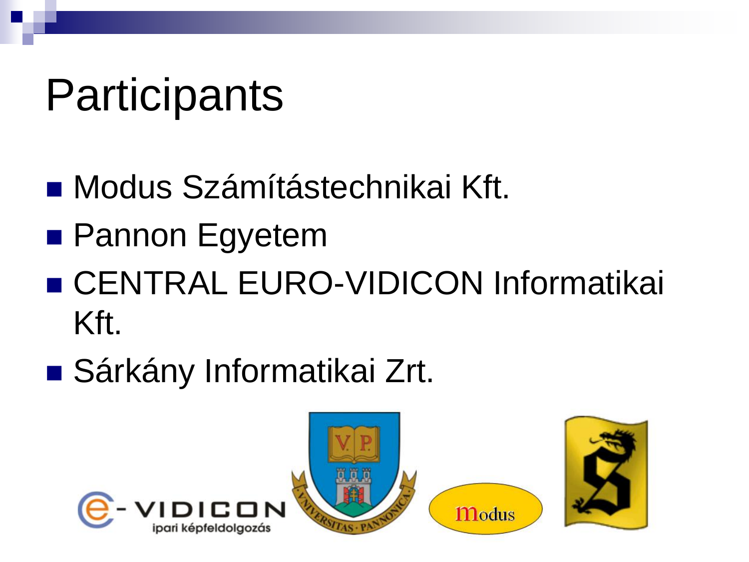# Participants

- Modus Számítástechnikai Kft.
- Pannon Egyetem
- CENTRAL EURO-VIDICON Informatikai Kft.
- Sárkány Informatikai Zrt.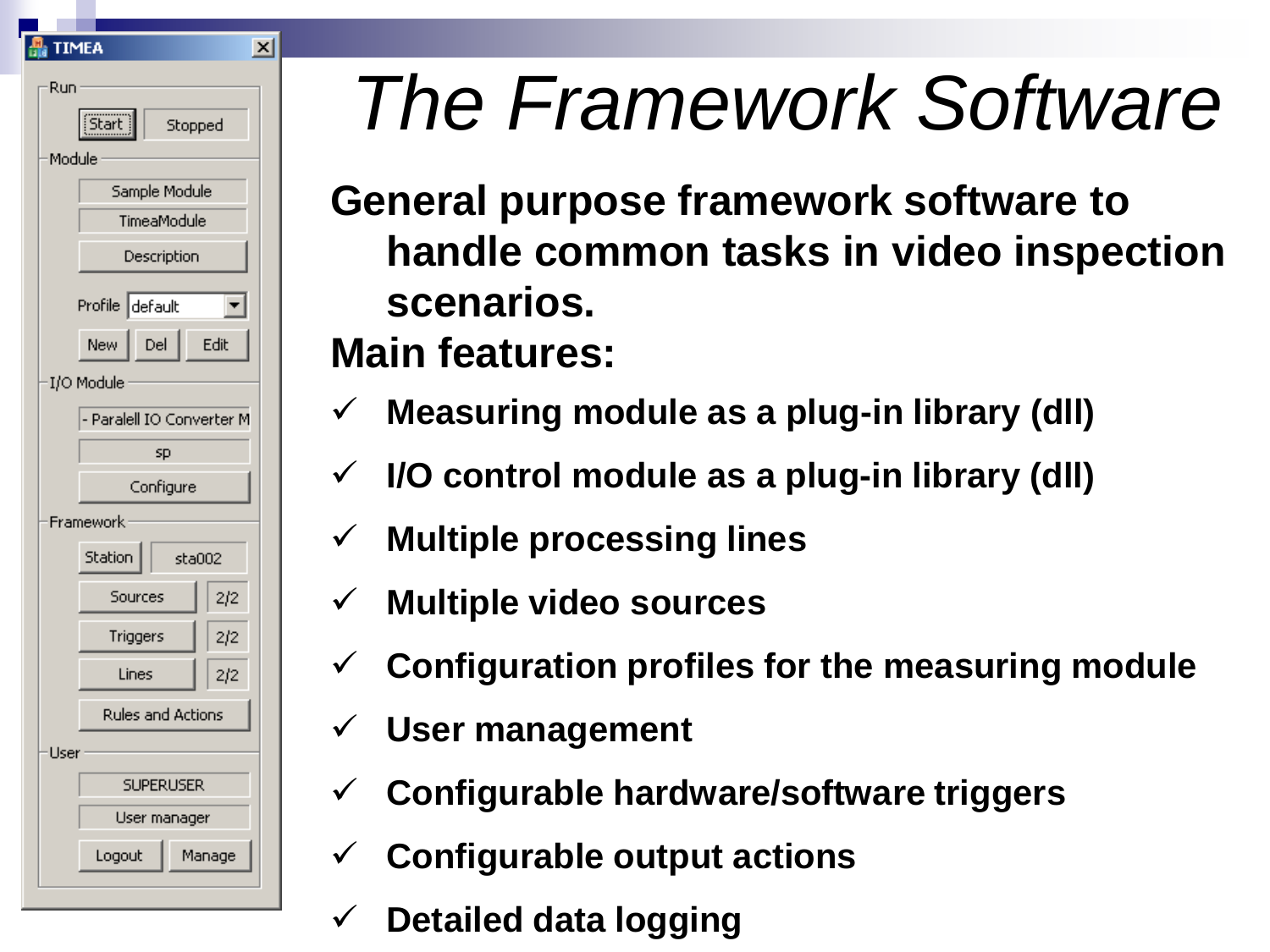# *The Framework Software*

**General purpose framework software to handle common tasks in video inspection scenarios.**

**Main features:**

- ✓ **Measuring module as a plug-in library (dll)**
- ✓ **I/O control module as a plug-in library (dll)**
- ✓ **Multiple processing lines**
- ✓ **Multiple video sources**
- ✓ **Configuration profiles for the measuring module**
- ✓ **User management**
- ✓ **Configurable hardware/software triggers**
- ✓ **Configurable output actions**
- ✓ **Detailed data logging**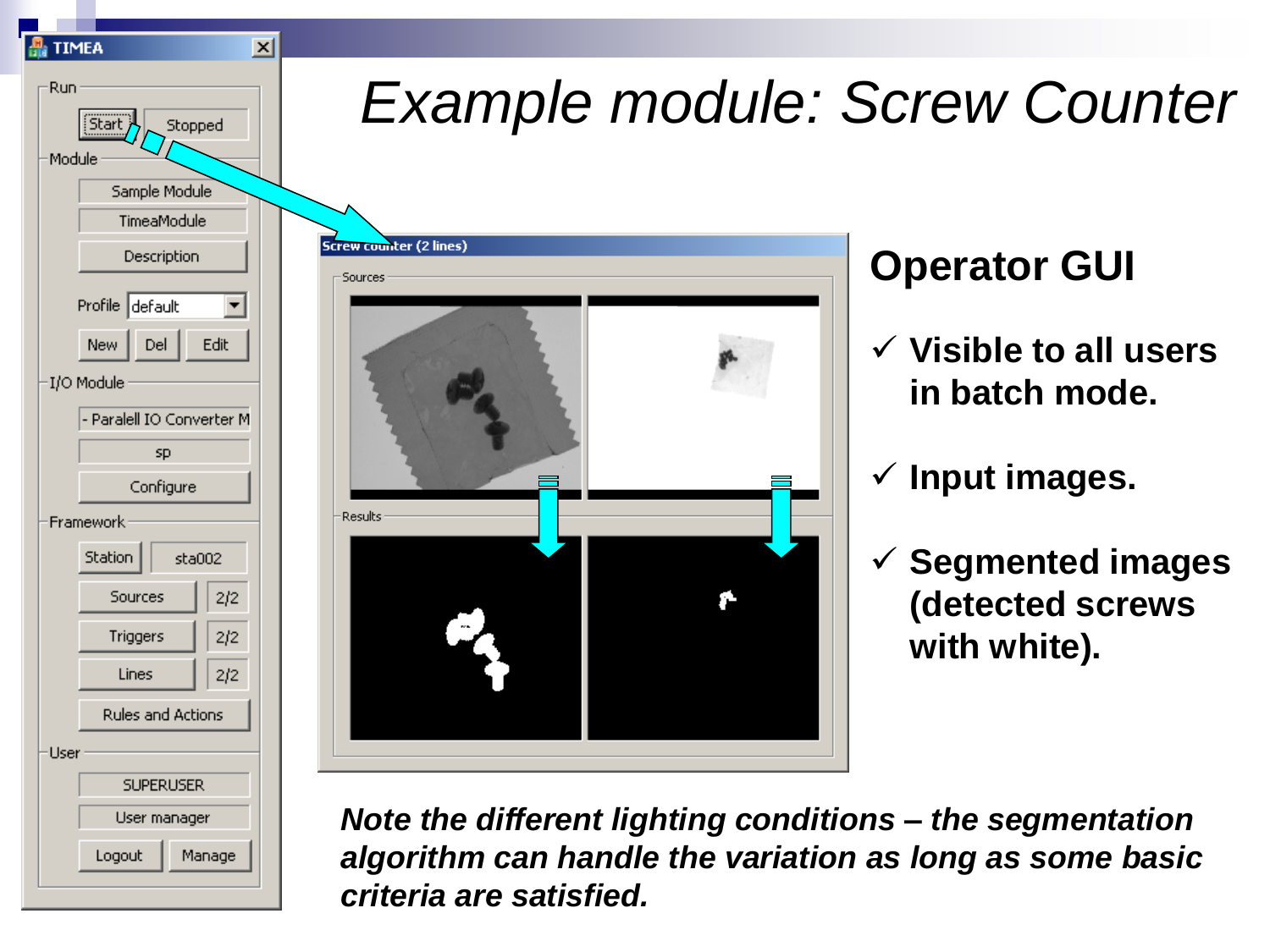# Example module: Screw Counter

## Operator GUI

- ✓ **Visible to all users in batch mode.**
- ✓ **Input images.**
- ✓ **Segmented images (detected screws with white).**

***Note the different lighting conditions – the segmentation algorithm can handle the variation as long as some basic criteria are satisfied.***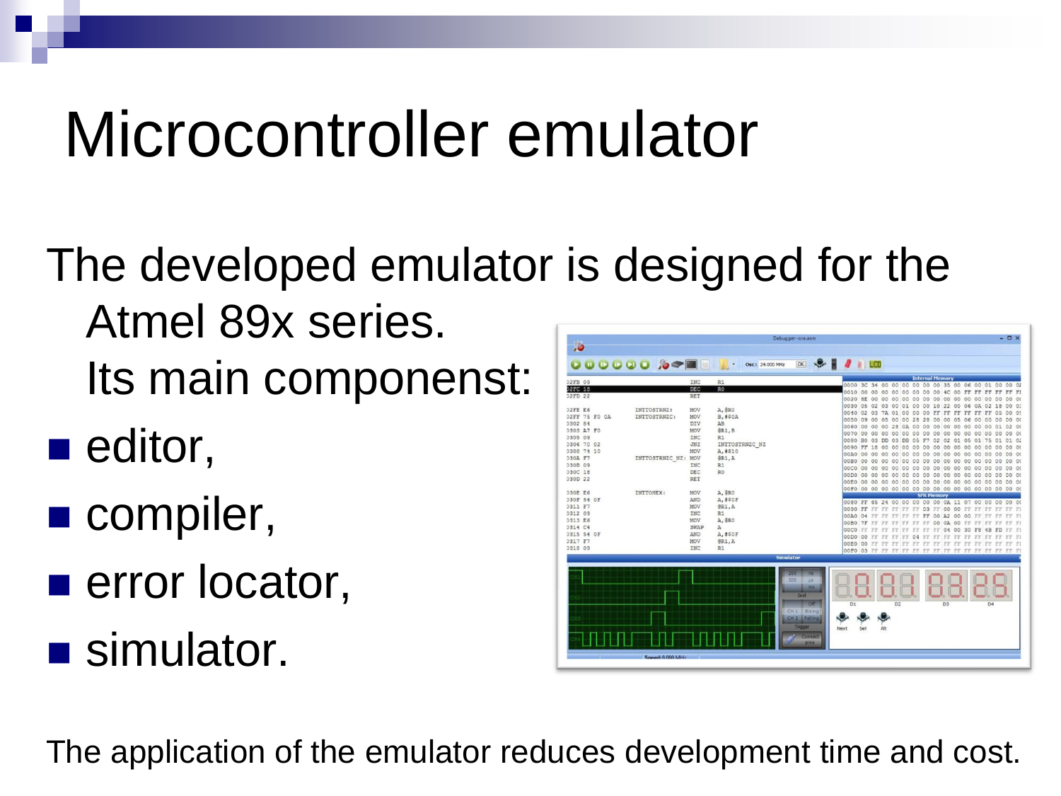# Microcontroller emulator

The developed emulator is designed for the Atmel 89x series.

Its main componenst:

- editor,
- compiler,
- error locator,
- simulator.

The application of the emulator reduces development time and cost.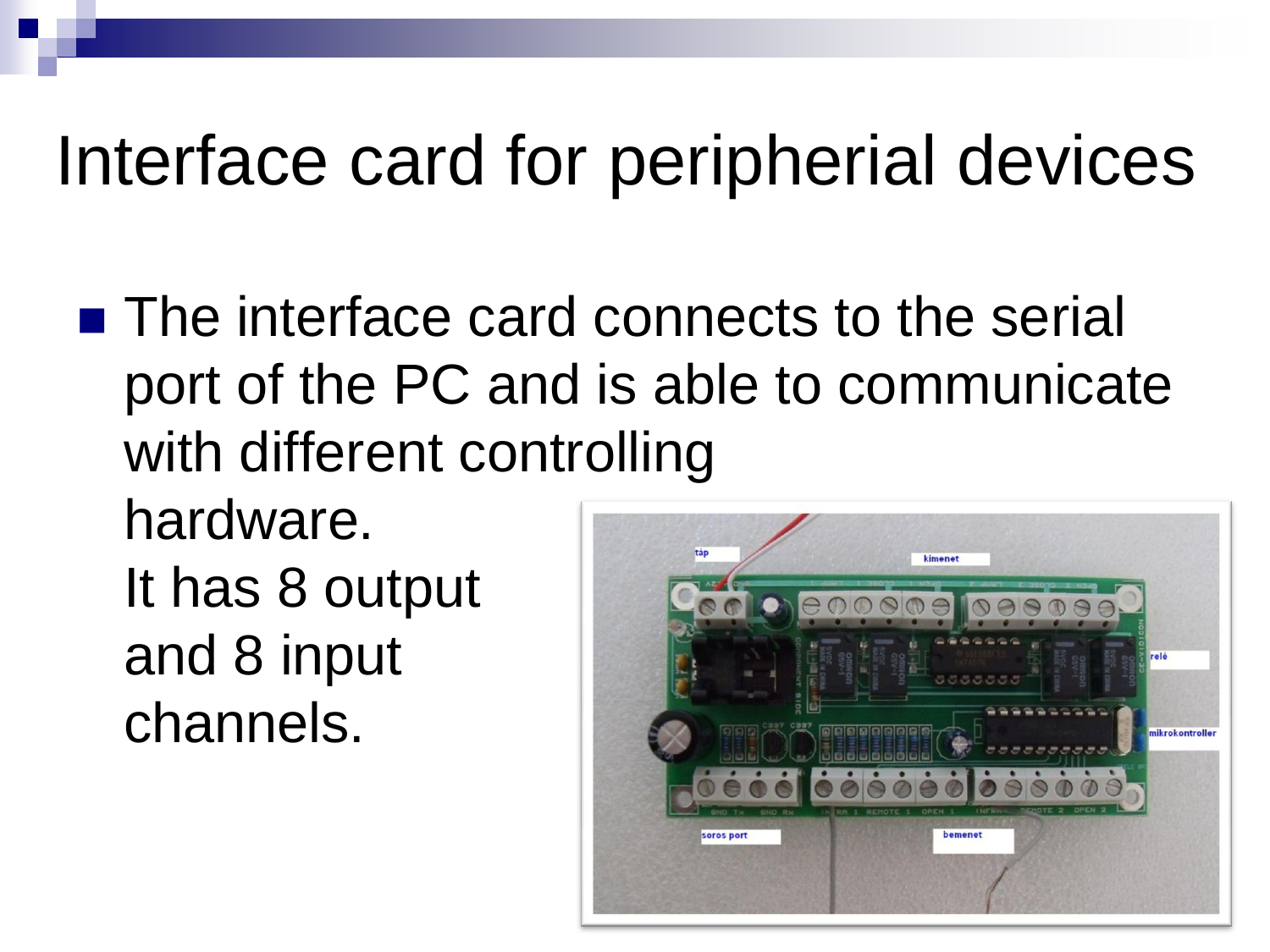# Interface card for peripherial devices

- The interface card connects to the serial port of the PC and is able to communicate with different controlling hardware.
  It has 8 output and 8 input channels.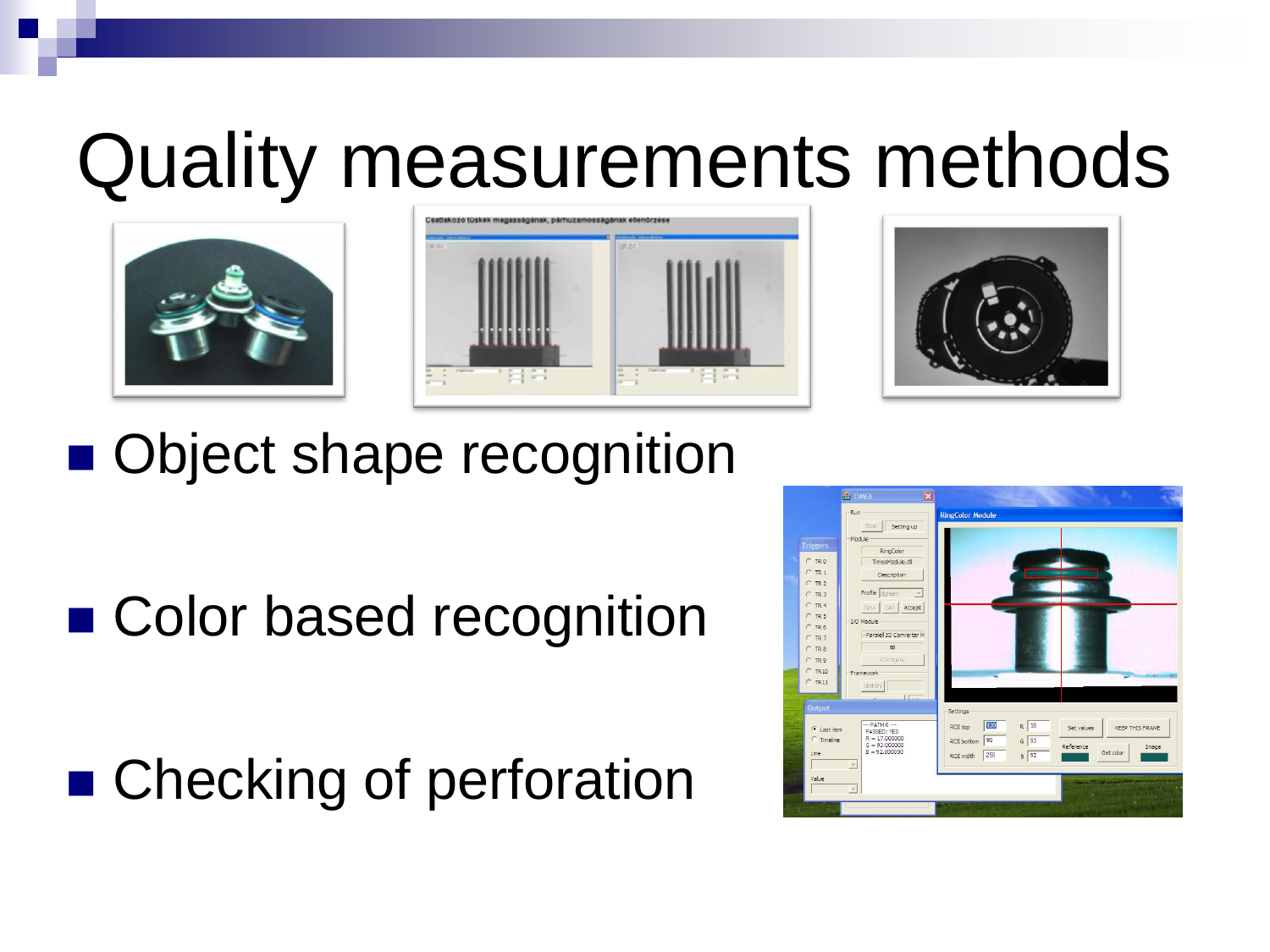# Quality measurements methods

- Object shape recognition
- Color based recognition
- Checking of perforation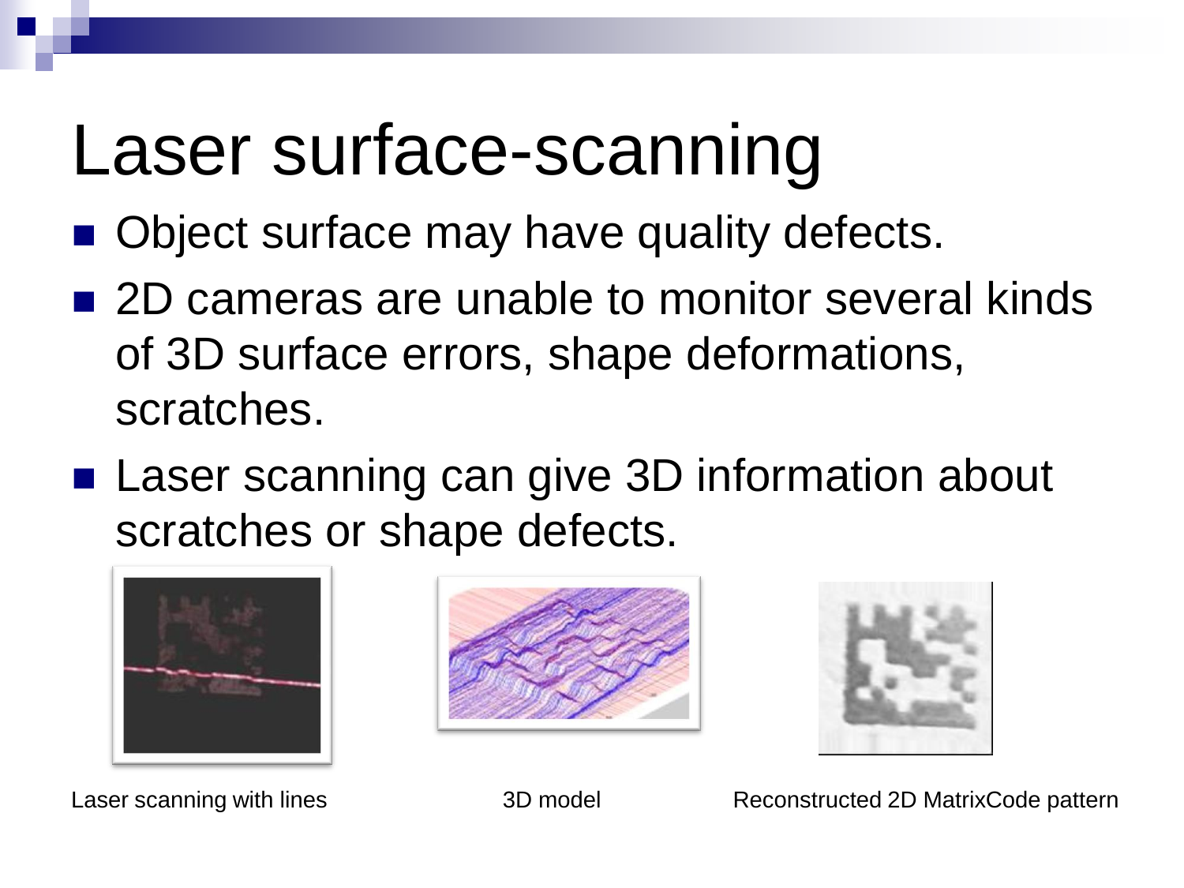# Laser surface-scanning

- Object surface may have quality defects.
- 2D cameras are unable to monitor several kinds of 3D surface errors, shape deformations, scratches.
- Laser scanning can give 3D information about scratches or shape defects.

Laser scanning with lines

3D model

Reconstructed 2D MatrixCode pattern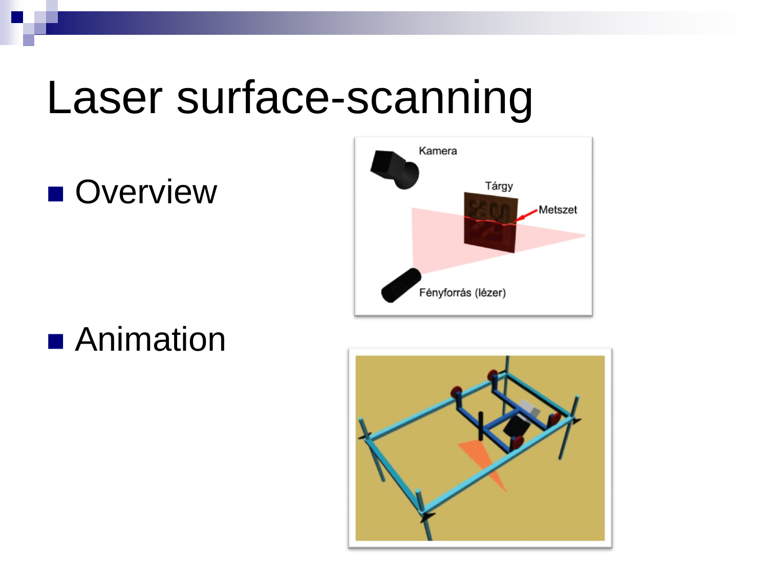# Laser surface-scanning

- Overview

Kamera

Tárgy

Metszet

Fényforrás (lézer)

- Animation